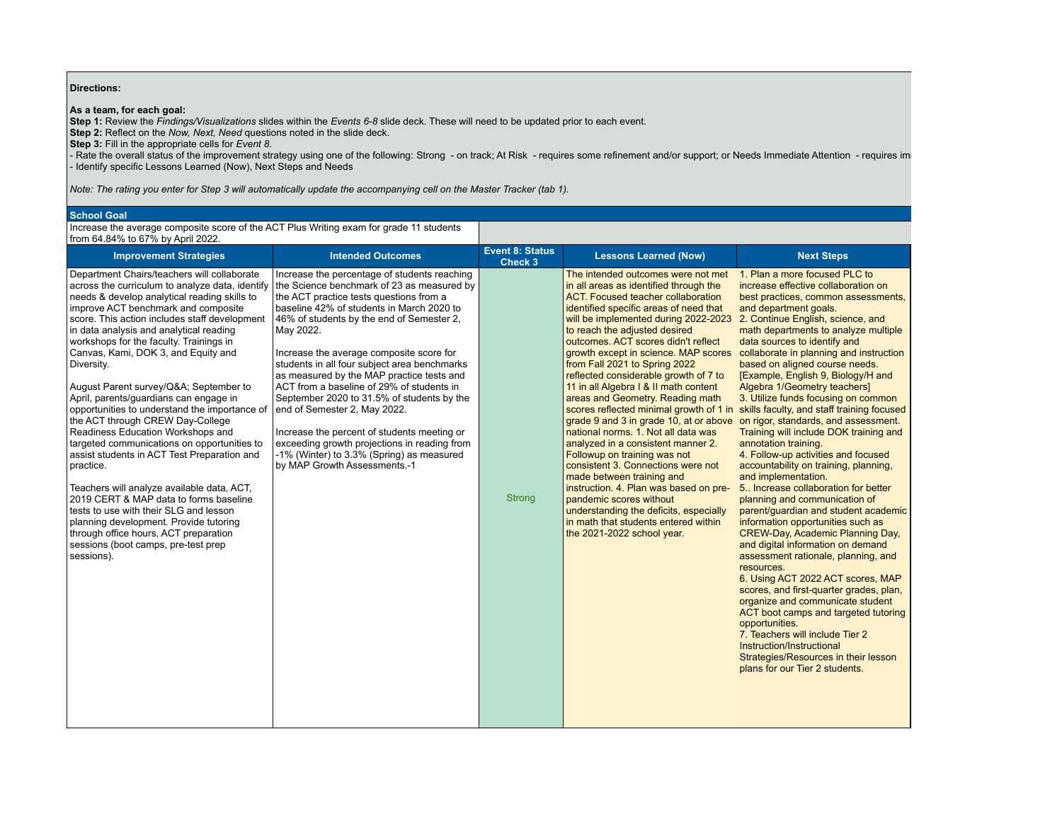**Directions:**

**As a team, for each goal:**

**Step 1:** Review the *Findings/Visualizations* slides within the *Events 6-8* slide deck. These will need to be updated prior to each event.

**Step 2:** Reflect on the *Now, Next, Need* questions noted in the slide deck.

**Step 3:** Fill in the appropriate cells for *Event 8*.

- Rate the overall status of the improvement strategy using one of the following: Strong - on track; At Risk - requires some refinement and/or support; or Needs Immediate Attention - requires im
- Identify specific Lessons Learned (Now), Next Steps and Needs

*Note: The rating you enter for Step 3 will automatically update the accompanying cell on the Master Tracker (tab 1).*

**School Goal**

Increase the average composite score of the ACT Plus Writing exam for grade 11 students from 64.84% to 67% by April 2022.

| Improvement Strategies | Intended Outcomes | Event 8: Status Check 3 | Lessons Learned (Now) | Next Steps |
|---|---|---|---|---|
| Department Chairs/teachers will collaborate across the curriculum to analyze data, identify needs & develop analytical reading skills to improve ACT benchmark and composite score. This action includes staff development in data analysis and analytical reading workshops for the faculty. Trainings in Canvas, Kami, DOK 3, and Equity and Diversity.<br><br>August Parent survey/Q&A; September to April, parents/guardians can engage in opportunities to understand the importance of the ACT through CREW Day-College Readiness Education Workshops and targeted communications on opportunities to assist students in ACT Test Preparation and practice.<br><br>Teachers will analyze available data, ACT, 2019 CERT & MAP data to forms baseline tests to use with their SLG and lesson planning development. Provide tutoring through office hours, ACT preparation sessions (boot camps, pre-test prep sessions). | Increase the percentage of students reaching the Science benchmark of 23 as measured by the ACT practice tests questions from a baseline 42% of students in March 2020 to 46% of students by the end of Semester 2, May 2022.<br><br>Increase the average composite score for students in all four subject area benchmarks as measured by the MAP practice tests and ACT from a baseline of 29% of students in September 2020 to 31.5% of students by the end of Semester 2, May 2022.<br><br>Increase the percent of students meeting or exceeding growth projections in reading from -1% (Winter) to 3.3% (Spring) as measured by MAP Growth Assessments.-1 | Strong | The intended outcomes were not met in all areas as identified through the ACT. Focused teacher collaboration identified specific areas of need that will be implemented during 2022-2023 to reach the adjusted desired outcomes. ACT scores didn't reflect growth except in science. MAP scores from Fall 2021 to Spring 2022 reflected considerable growth of 7 to 11 in all Algebra I & II math content areas and Geometry. Reading math scores reflected minimal growth of 1 in grade 9 and 3 in grade 10, at or above national norms. 1. Not all data was analyzed in a consistent manner 2. Followup on training was not consistent 3. Connections were not made between training and instruction. 4. Plan was based on pre-pandemic scores without understanding the deficits, especially in math that students entered within the 2021-2022 school year. | 1. Plan a more focused PLC to increase effective collaboration on best practices, common assessments, and department goals.<br>2. Continue English, science, and math departments to analyze multiple data sources to identify and collaborate in planning and instruction based on aligned course needs. [Example, English 9, Biology/H and Algebra 1/Geometry teachers]<br>3. Utilize funds focusing on common skills faculty, and staff training focused on rigor, standards, and assessment. Training will include DOK training and annotation training.<br>4. Follow-up activities and focused accountability on training, planning, and implementation.<br>5.. Increase collaboration for better planning and communication of parent/guardian and student academic information opportunities such as CREW-Day, Academic Planning Day, and digital information on demand assessment rationale, planning, and resources.<br>6. Using ACT 2022 ACT scores, MAP scores, and first-quarter grades, plan, organize and communicate student ACT boot camps and targeted tutoring opportunities.<br>7. Teachers will include Tier 2 Instruction/Instructional Strategies/Resources in their lesson plans for our Tier 2 students. |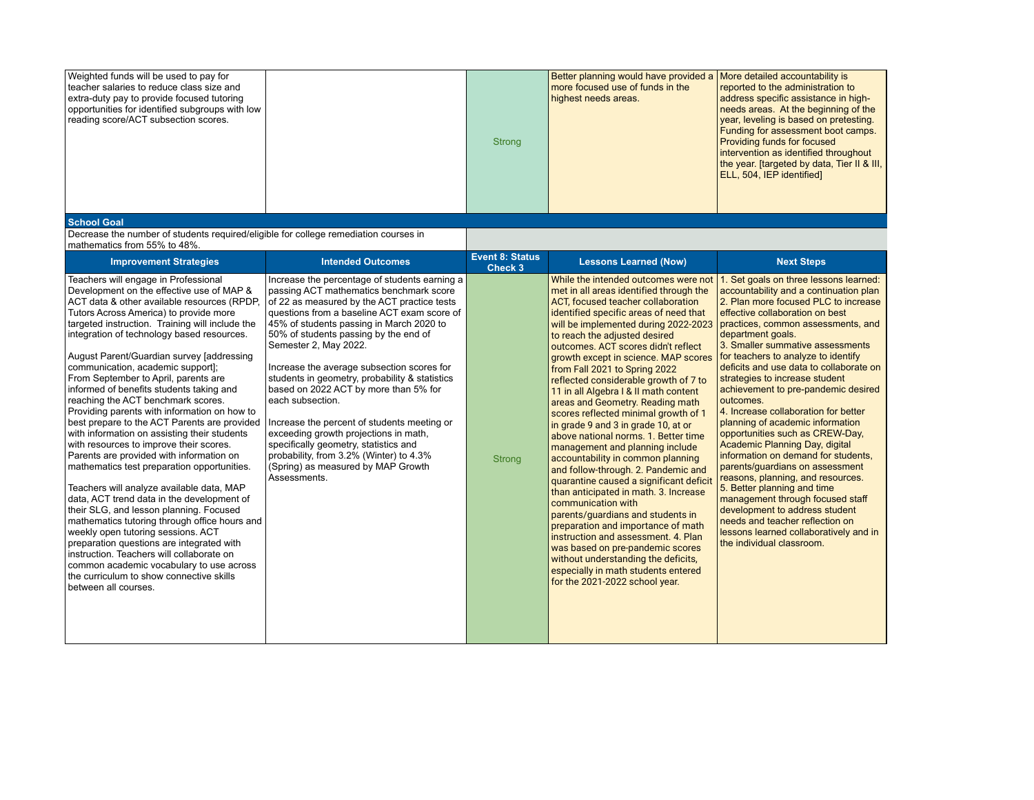| | | | | |
|---|---|---|---|---|
| Weighted funds will be used to pay for teacher salaries to reduce class size and extra-duty pay to provide focused tutoring opportunities for identified subgroups with low reading score/ACT subsection scores. | | Strong | Better planning would have provided a more focused use of funds in the highest needs areas. | More detailed accountability is reported to the administration to address specific assistance in high-needs areas. At the beginning of the year, leveling is based on pretesting. Funding for assessment boot camps. Providing funds for focused intervention as identified throughout the year. [targeted by data, Tier II & III, ELL, 504, IEP identified] |

**School Goal**

Decrease the number of students required/eligible for college remediation courses in mathematics from 55% to 48%.

| Improvement Strategies | Intended Outcomes | Event 8: Status Check 3 | Lessons Learned (Now) | Next Steps |
|---|---|---|---|---|
| Teachers will engage in Professional Development on the effective use of MAP & ACT data & other available resources (RPDP, Tutors Across America) to provide more targeted instruction. Training will include the integration of technology based resources.<br><br>August Parent/Guardian survey [addressing communication, academic support];<br>From September to April, parents are informed of benefits students taking and reaching the ACT benchmark scores. Providing parents with information on how to best prepare to the ACT Parents are provided with information on assisting their students with resources to improve their scores. Parents are provided with information on mathematics test preparation opportunities.<br><br>Teachers will analyze available data, MAP data, ACT trend data in the development of their SLG, and lesson planning. Focused mathematics tutoring through office hours and weekly open tutoring sessions. ACT preparation questions are integrated with instruction. Teachers will collaborate on common academic vocabulary to use across the curriculum to show connective skills between all courses. | Increase the percentage of students earning a passing ACT mathematics benchmark score of 22 as measured by the ACT practice tests questions from a baseline ACT exam score of 45% of students passing in March 2020 to 50% of students passing by the end of Semester 2, May 2022.<br><br>Increase the average subsection scores for students in geometry, probability & statistics based on 2022 ACT by more than 5% for each subsection.<br><br>Increase the percent of students meeting or exceeding growth projections in math, specifically geometry, statistics and probability, from 3.2% (Winter) to 4.3% (Spring) as measured by MAP Growth Assessments. | Strong | While the intended outcomes were not met in all areas identified through the ACT, focused teacher collaboration identified specific areas of need that will be implemented during 2022-2023 to reach the adjusted desired outcomes. ACT scores didn't reflect growth except in science. MAP scores from Fall 2021 to Spring 2022 reflected considerable growth of 7 to 11 in all Algebra I & II math content areas and Geometry. Reading math scores reflected minimal growth of 1 in grade 9 and 3 in grade 10, at or above national norms. 1. Better time management and planning include accountability in common planning and follow-through. 2. Pandemic and quarantine caused a significant deficit than anticipated in math. 3. Increase communication with parents/guardians and students in preparation and importance of math instruction and assessment. 4. Plan was based on pre-pandemic scores without understanding the deficits, especially in math students entered for the 2021-2022 school year. | 1. Set goals on three lessons learned: accountability and a continuation plan<br>2. Plan more focused PLC to increase effective collaboration on best practices, common assessments, and department goals.<br>3. Smaller summative assessments for teachers to analyze to identify deficits and use data to collaborate on strategies to increase student achievement to pre-pandemic desired outcomes.<br>4. Increase collaboration for better planning of academic information opportunities such as CREW-Day, Academic Planning Day, digital information on demand for students, parents/guardians on assessment reasons, planning, and resources.<br>5. Better planning and time management through focused staff development to address student needs and teacher reflection on lessons learned collaboratively and in the individual classroom. |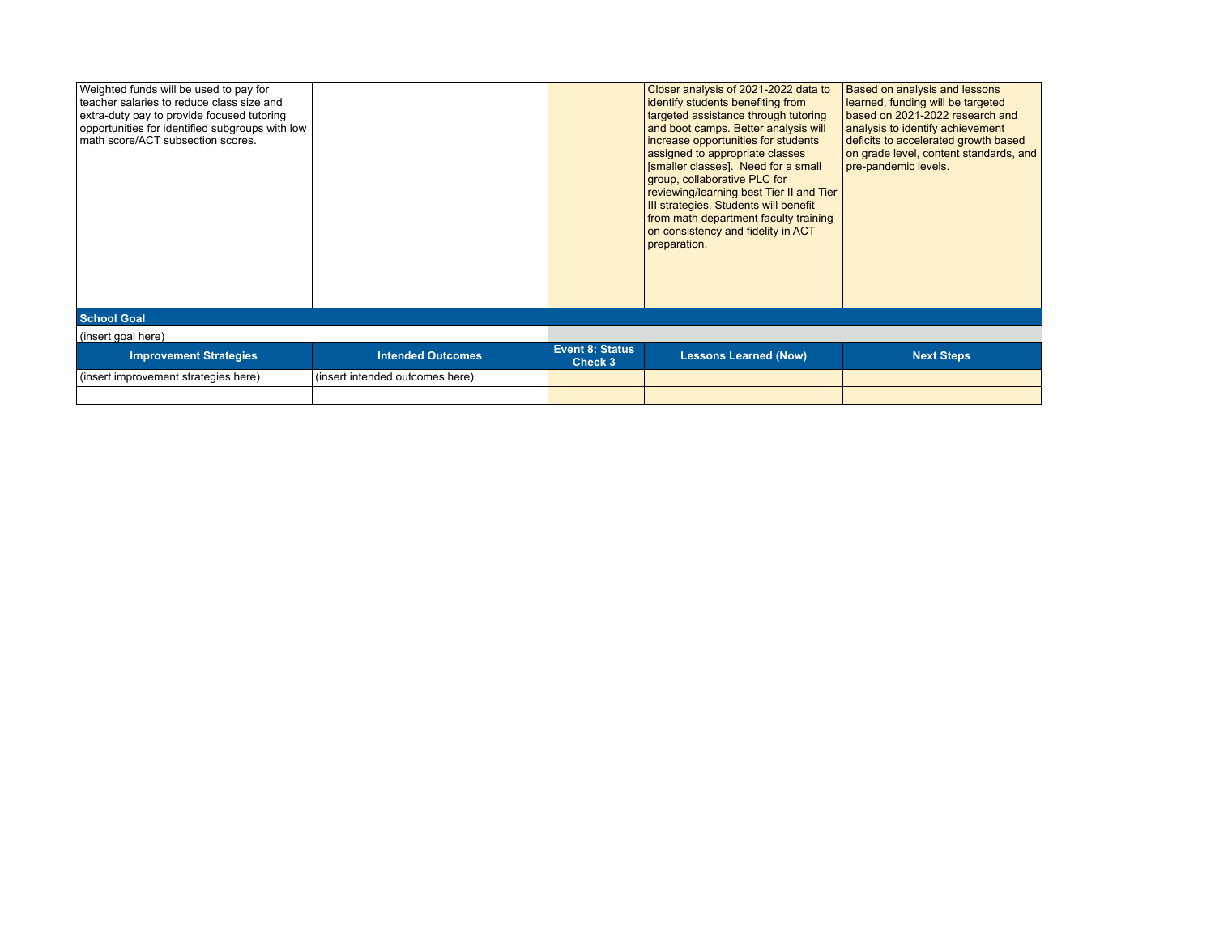| | | | | |
|---|---|---|---|---|
| Weighted funds will be used to pay for teacher salaries to reduce class size and extra-duty pay to provide focused tutoring opportunities for identified subgroups with low math score/ACT subsection scores. | | | Closer analysis of 2021-2022 data to identify students benefiting from targeted assistance through tutoring and boot camps. Better analysis will increase opportunities for students assigned to appropriate classes [smaller classes]. Need for a small group, collaborative PLC for reviewing/learning best Tier II and Tier III strategies. Students will benefit from math department faculty training on consistency and fidelity in ACT preparation. | Based on analysis and lessons learned, funding will be targeted based on 2021-2022 research and analysis to identify achievement deficits to accelerated growth based on grade level, content standards, and pre-pandemic levels. |

**School Goal**

(insert goal here)

| Improvement Strategies | Intended Outcomes | Event 8: Status Check 3 | Lessons Learned (Now) | Next Steps |
|---|---|---|---|---|
| (insert improvement strategies here) | (insert intended outcomes here) | | | |
| | | | | |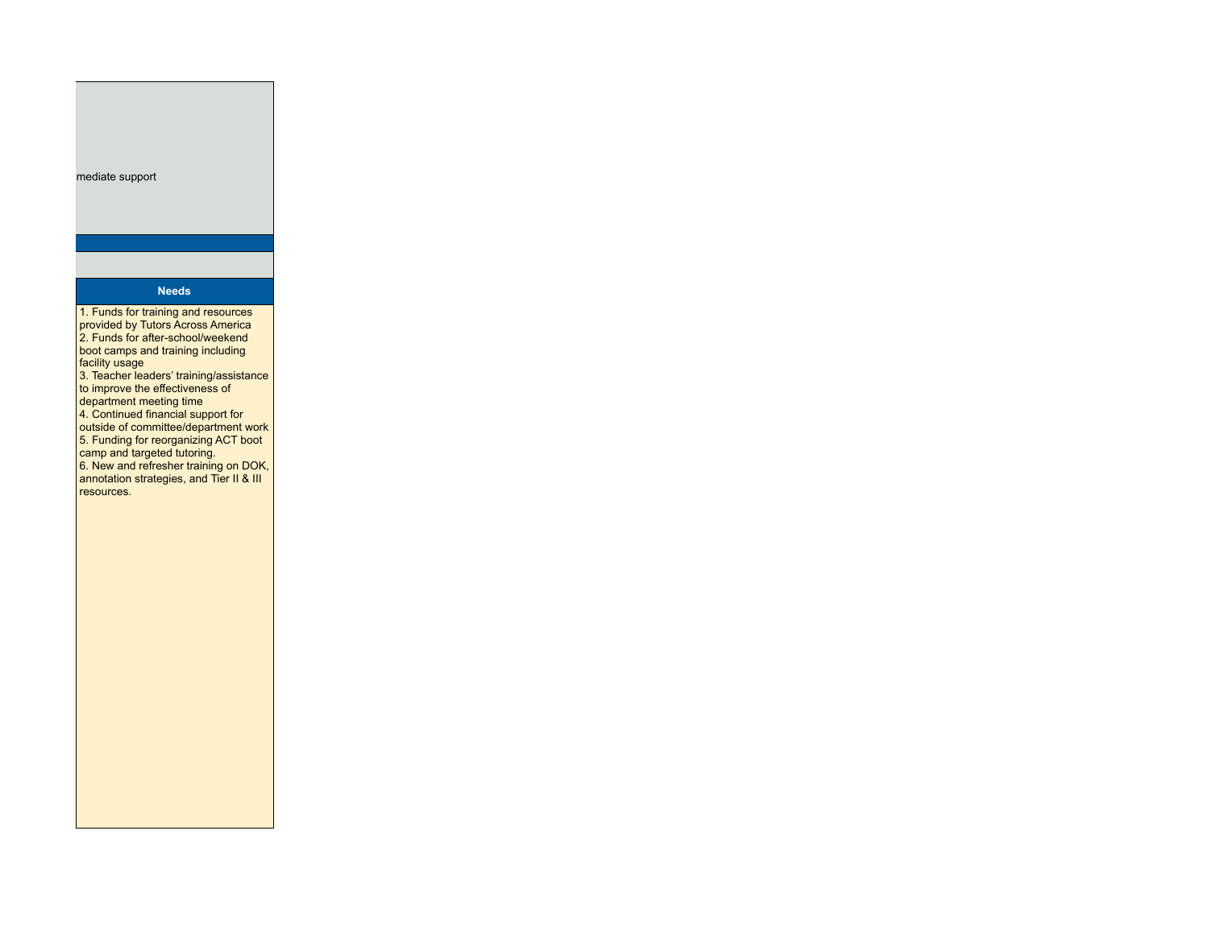mediate support

| Needs |
| --- |
| 1. Funds for training and resources provided by Tutors Across America<br>2. Funds for after-school/weekend boot camps and training including facility usage<br>3. Teacher leaders' training/assistance to improve the effectiveness of department meeting time<br>4. Continued financial support for outside of committee/department work<br>5. Funding for reorganizing ACT boot camp and targeted tutoring.<br>6. New and refresher training on DOK, annotation strategies, and Tier II & III resources. |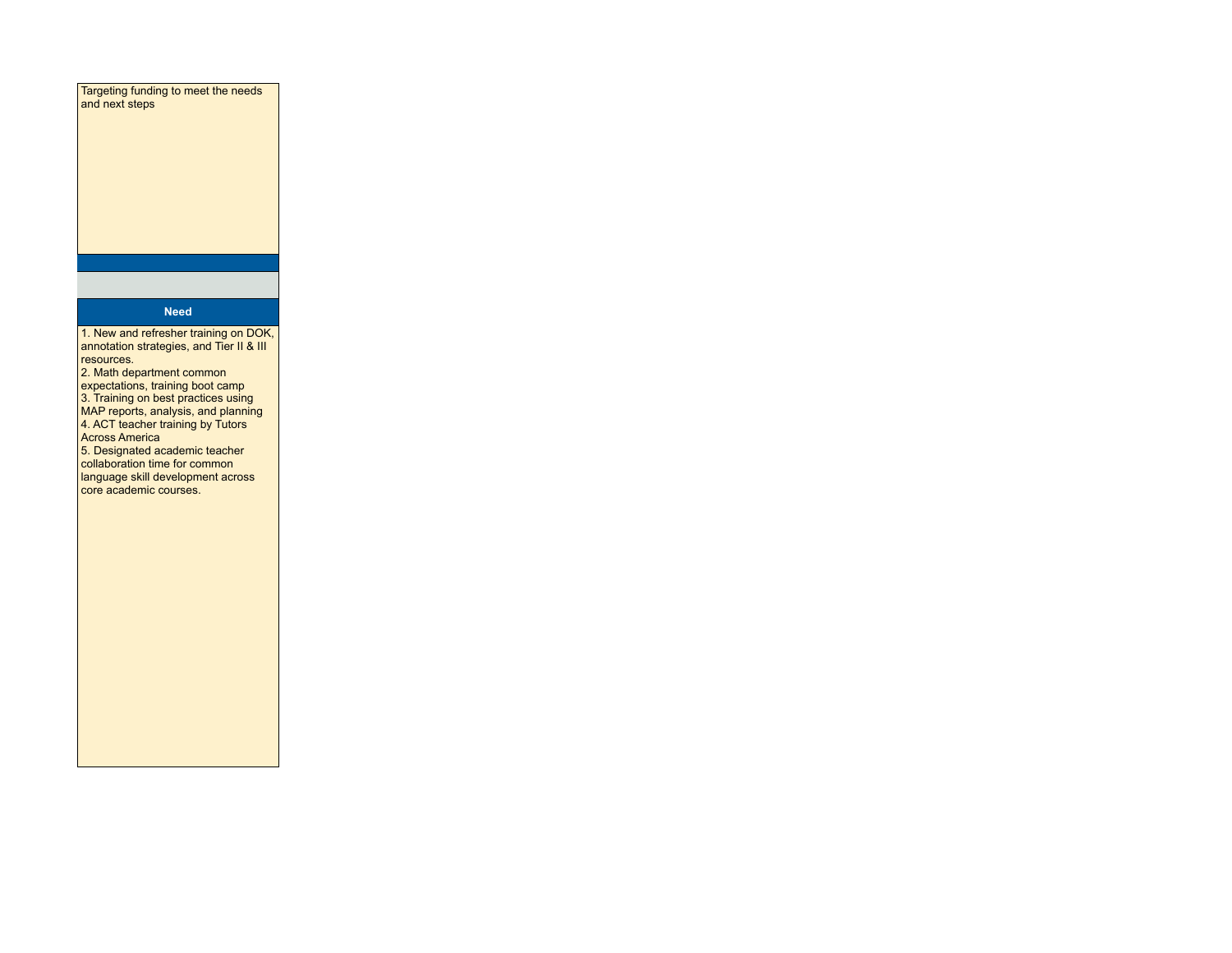| Targeting funding to meet the needs and next steps |
| --- |
| |
| |
| **Need** |
| 1. New and refresher training on DOK, annotation strategies, and Tier II & III resources.<br>2. Math department common expectations, training boot camp<br>3. Training on best practices using MAP reports, analysis, and planning<br>4. ACT teacher training by Tutors Across America<br>5. Designated academic teacher collaboration time for common language skill development across core academic courses. |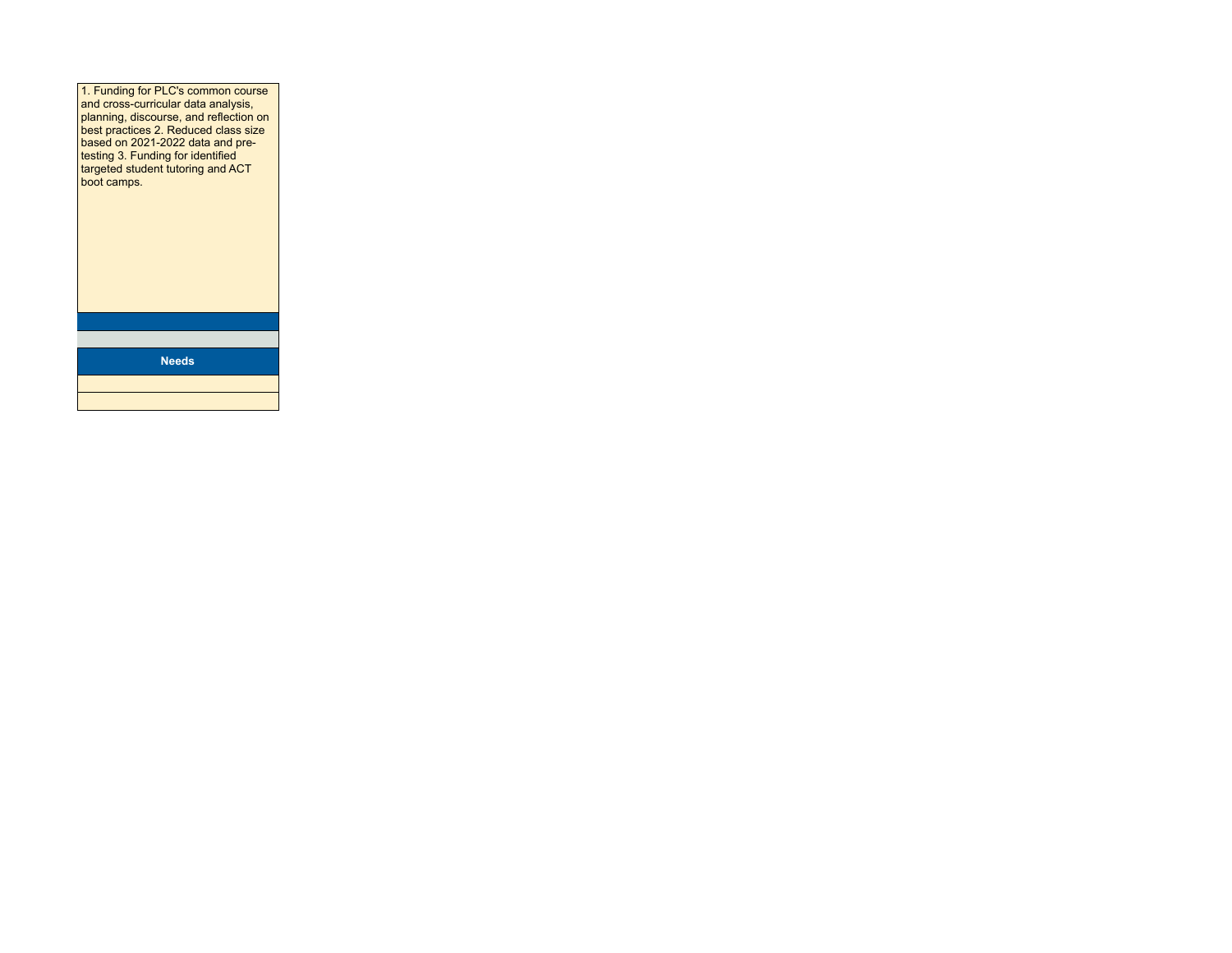| |
|---|
| 1. Funding for PLC's common course and cross-curricular data analysis, planning, discourse, and reflection on best practices 2. Reduced class size based on 2021-2022 data and pre-testing 3. Funding for identified targeted student tutoring and ACT boot camps. |
| |
| |
| **Needs** |
| |
| |